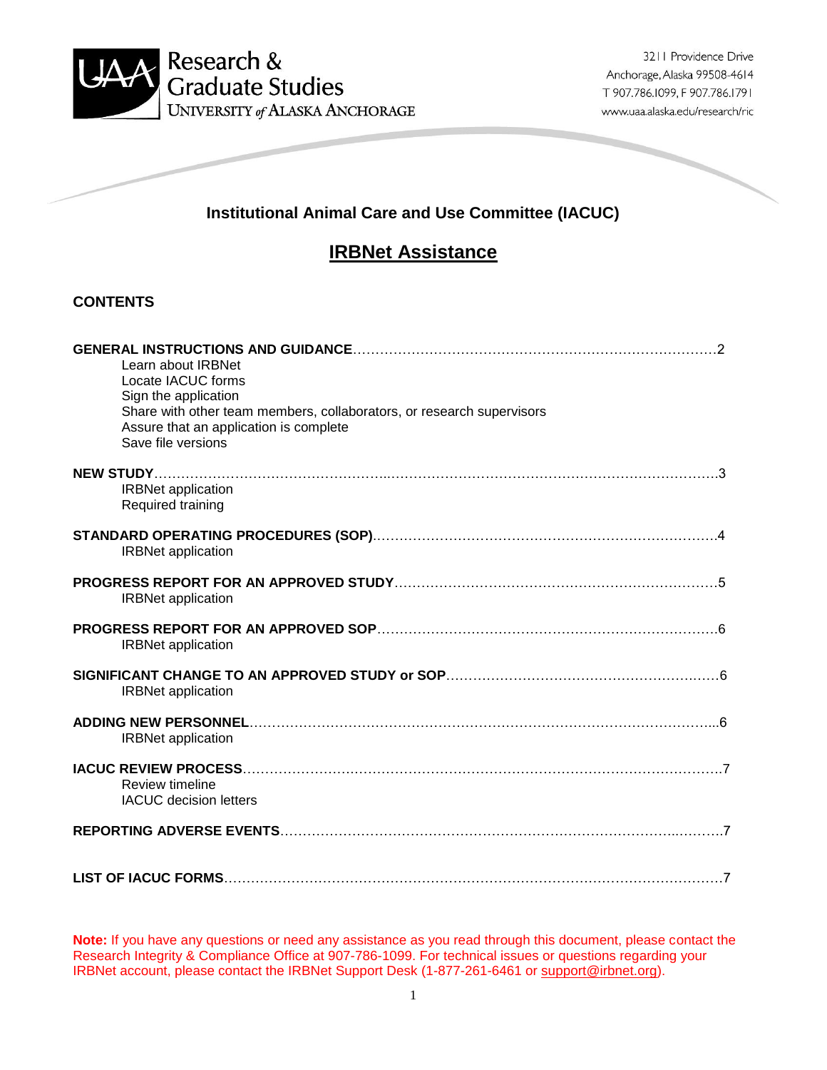Research & Graduate Studies
UNIVERSITY of ALASKA ANCHORAGE

3211 Providence Drive
Anchorage, Alaska 99508-4614
T 907.786.1099, F 907.786.1791
www.uaa.alaska.edu/research/ric

## Institutional Animal Care and Use Committee (IACUC)

# IRBNet Assistance

## CONTENTS

**GENERAL INSTRUCTIONS AND GUIDANCE**……………………………………………………………………2
- Learn about IRBNet
- Locate IACUC forms
- Sign the application
- Share with other team members, collaborators, or research supervisors
- Assure that an application is complete
- Save file versions

**NEW STUDY**……………………………………………………………………………………………………3
- IRBNet application
- Required training

**STANDARD OPERATING PROCEDURES (SOP)**…………………………………………………………4
- IRBNet application

**PROGRESS REPORT FOR AN APPROVED STUDY**……………………………………………………5
- IRBNet application

**PROGRESS REPORT FOR AN APPROVED SOP**…………………………………………………………6
- IRBNet application

**SIGNIFICANT CHANGE TO AN APPROVED STUDY or SOP**……………………………………………6
- IRBNet application

**ADDING NEW PERSONNEL**……………………………………………………………………………...6
- IRBNet application

**IACUC REVIEW PROCESS**…………………………………………………………………………………7
- Review timeline
- IACUC decision letters

**REPORTING ADVERSE EVENTS**…………………………………………………………………………7

**LIST OF IACUC FORMS**……………………………………………………………………………………7

**Note:** If you have any questions or need any assistance as you read through this document, please contact the Research Integrity & Compliance Office at 907-786-1099. For technical issues or questions regarding your IRBNet account, please contact the IRBNet Support Desk (1-877-261-6461 or support@irbnet.org).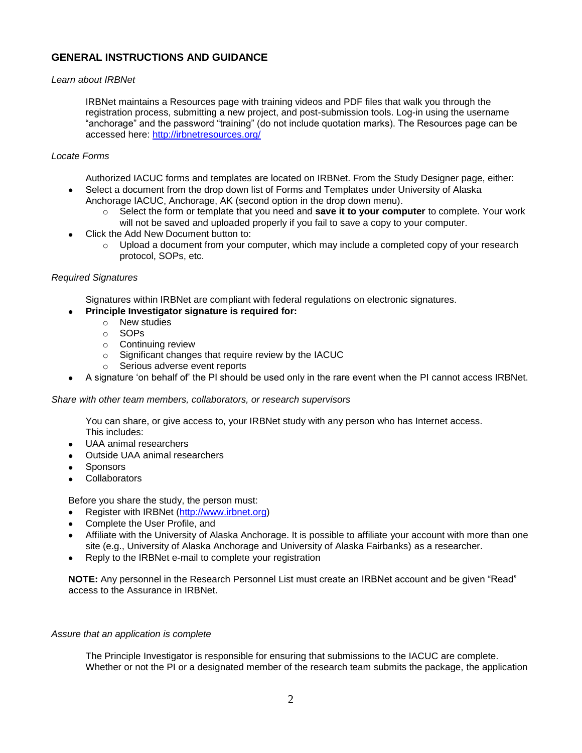## GENERAL INSTRUCTIONS AND GUIDANCE

*Learn about IRBNet*

IRBNet maintains a Resources page with training videos and PDF files that walk you through the registration process, submitting a new project, and post-submission tools. Log-in using the username "anchorage" and the password "training" (do not include quotation marks). The Resources page can be accessed here: http://irbnetresources.org/

*Locate Forms*

Authorized IACUC forms and templates are located on IRBNet. From the Study Designer page, either:

- Select a document from the drop down list of Forms and Templates under University of Alaska Anchorage IACUC, Anchorage, AK (second option in the drop down menu).
  - Select the form or template that you need and **save it to your computer** to complete. Your work will not be saved and uploaded properly if you fail to save a copy to your computer.
- Click the Add New Document button to:
  - Upload a document from your computer, which may include a completed copy of your research protocol, SOPs, etc.

*Required Signatures*

Signatures within IRBNet are compliant with federal regulations on electronic signatures.

- **Principle Investigator signature is required for:**
  - New studies
  - SOPs
  - Continuing review
  - Significant changes that require review by the IACUC
  - Serious adverse event reports
- A signature 'on behalf of' the PI should be used only in the rare event when the PI cannot access IRBNet.

*Share with other team members, collaborators, or research supervisors*

You can share, or give access to, your IRBNet study with any person who has Internet access. This includes:

- UAA animal researchers
- Outside UAA animal researchers
- Sponsors
- Collaborators

Before you share the study, the person must:

- Register with IRBNet (http://www.irbnet.org)
- Complete the User Profile, and
- Affiliate with the University of Alaska Anchorage. It is possible to affiliate your account with more than one site (e.g., University of Alaska Anchorage and University of Alaska Fairbanks) as a researcher.
- Reply to the IRBNet e-mail to complete your registration

**NOTE:** Any personnel in the Research Personnel List must create an IRBNet account and be given "Read" access to the Assurance in IRBNet.

*Assure that an application is complete*

The Principle Investigator is responsible for ensuring that submissions to the IACUC are complete. Whether or not the PI or a designated member of the research team submits the package, the application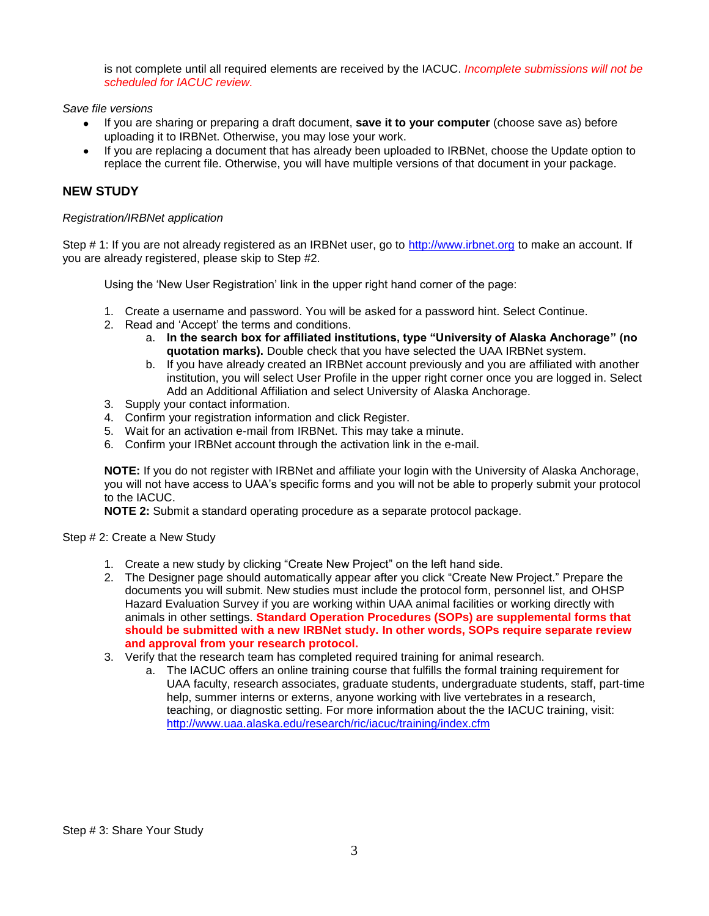is not complete until all required elements are received by the IACUC. *Incomplete submissions will not be scheduled for IACUC review.*

*Save file versions*

- If you are sharing or preparing a draft document, **save it to your computer** (choose save as) before uploading it to IRBNet. Otherwise, you may lose your work.
- If you are replacing a document that has already been uploaded to IRBNet, choose the Update option to replace the current file. Otherwise, you will have multiple versions of that document in your package.

## NEW STUDY

*Registration/IRBNet application*

Step # 1: If you are not already registered as an IRBNet user, go to http://www.irbnet.org to make an account. If you are already registered, please skip to Step #2.

Using the 'New User Registration' link in the upper right hand corner of the page:

1. Create a username and password. You will be asked for a password hint. Select Continue.
2. Read and 'Accept' the terms and conditions.
   a. **In the search box for affiliated institutions, type "University of Alaska Anchorage" (no quotation marks).** Double check that you have selected the UAA IRBNet system.
   b. If you have already created an IRBNet account previously and you are affiliated with another institution, you will select User Profile in the upper right corner once you are logged in. Select Add an Additional Affiliation and select University of Alaska Anchorage.
3. Supply your contact information.
4. Confirm your registration information and click Register.
5. Wait for an activation e-mail from IRBNet. This may take a minute.
6. Confirm your IRBNet account through the activation link in the e-mail.

**NOTE:** If you do not register with IRBNet and affiliate your login with the University of Alaska Anchorage, you will not have access to UAA's specific forms and you will not be able to properly submit your protocol to the IACUC.
**NOTE 2:** Submit a standard operating procedure as a separate protocol package.

Step # 2: Create a New Study

1. Create a new study by clicking "Create New Project" on the left hand side.
2. The Designer page should automatically appear after you click "Create New Project." Prepare the documents you will submit. New studies must include the protocol form, personnel list, and OHSP Hazard Evaluation Survey if you are working within UAA animal facilities or working directly with animals in other settings. **Standard Operation Procedures (SOPs) are supplemental forms that should be submitted with a new IRBNet study. In other words, SOPs require separate review and approval from your research protocol.**
3. Verify that the research team has completed required training for animal research.
   a. The IACUC offers an online training course that fulfills the formal training requirement for UAA faculty, research associates, graduate students, undergraduate students, staff, part-time help, summer interns or externs, anyone working with live vertebrates in a research, teaching, or diagnostic setting. For more information about the the IACUC training, visit: http://www.uaa.alaska.edu/research/ric/iacuc/training/index.cfm

Step # 3: Share Your Study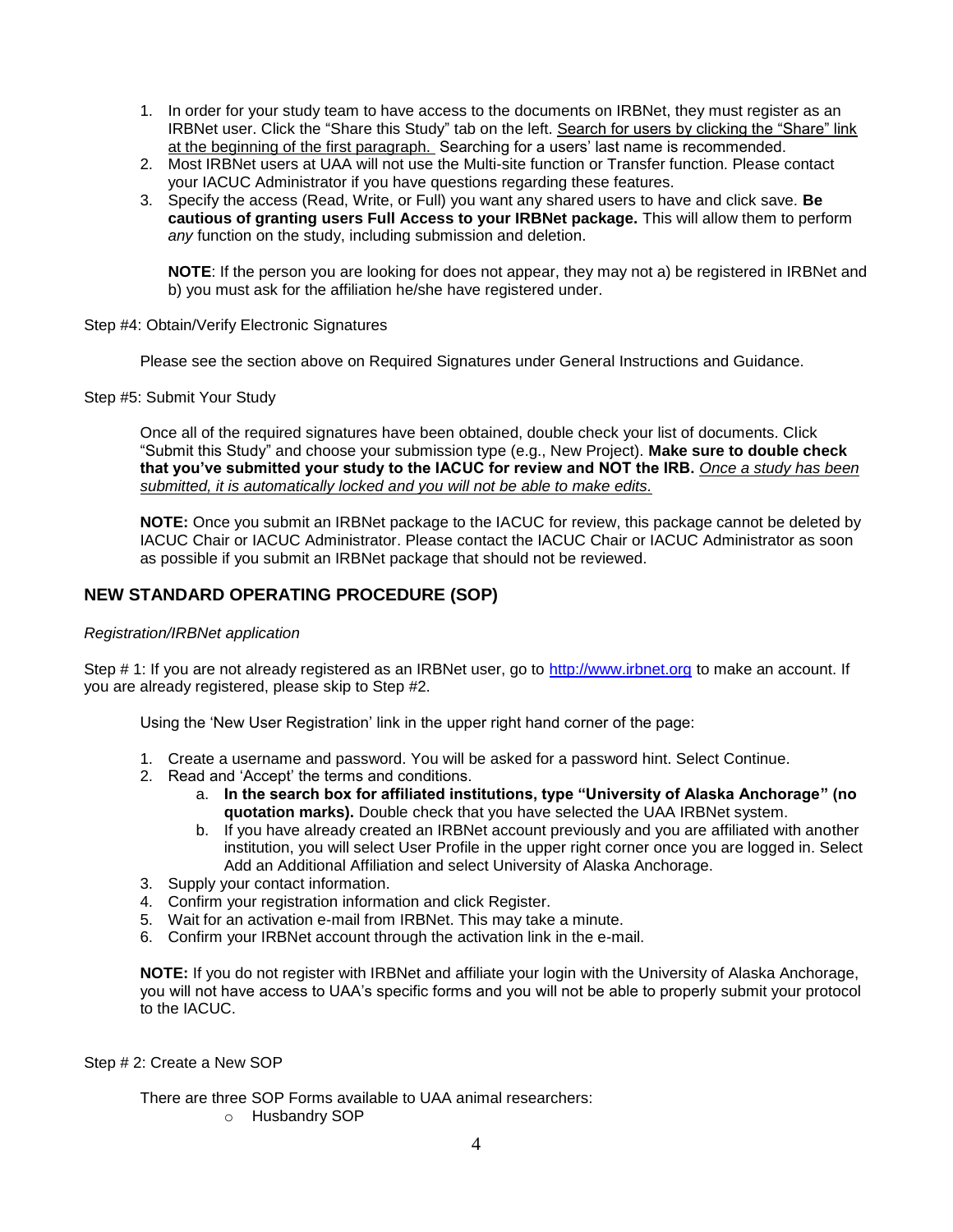1. In order for your study team to have access to the documents on IRBNet, they must register as an IRBNet user. Click the "Share this Study" tab on the left. Search for users by clicking the "Share" link at the beginning of the first paragraph. Searching for a users' last name is recommended.
2. Most IRBNet users at UAA will not use the Multi-site function or Transfer function. Please contact your IACUC Administrator if you have questions regarding these features.
3. Specify the access (Read, Write, or Full) you want any shared users to have and click save. **Be cautious of granting users Full Access to your IRBNet package.** This will allow them to perform *any* function on the study, including submission and deletion.

   **NOTE**: If the person you are looking for does not appear, they may not a) be registered in IRBNet and b) you must ask for the affiliation he/she have registered under.

Step #4: Obtain/Verify Electronic Signatures

Please see the section above on Required Signatures under General Instructions and Guidance.

Step #5: Submit Your Study

Once all of the required signatures have been obtained, double check your list of documents. Click "Submit this Study" and choose your submission type (e.g., New Project). **Make sure to double check that you've submitted your study to the IACUC for review and NOT the IRB.** *Once a study has been submitted, it is automatically locked and you will not be able to make edits.*

**NOTE:** Once you submit an IRBNet package to the IACUC for review, this package cannot be deleted by IACUC Chair or IACUC Administrator. Please contact the IACUC Chair or IACUC Administrator as soon as possible if you submit an IRBNet package that should not be reviewed.

## NEW STANDARD OPERATING PROCEDURE (SOP)

*Registration/IRBNet application*

Step # 1: If you are not already registered as an IRBNet user, go to http://www.irbnet.org to make an account. If you are already registered, please skip to Step #2.

Using the 'New User Registration' link in the upper right hand corner of the page:

1. Create a username and password. You will be asked for a password hint. Select Continue.
2. Read and 'Accept' the terms and conditions.
   a. **In the search box for affiliated institutions, type "University of Alaska Anchorage" (no quotation marks).** Double check that you have selected the UAA IRBNet system.
   b. If you have already created an IRBNet account previously and you are affiliated with another institution, you will select User Profile in the upper right corner once you are logged in. Select Add an Additional Affiliation and select University of Alaska Anchorage.
3. Supply your contact information.
4. Confirm your registration information and click Register.
5. Wait for an activation e-mail from IRBNet. This may take a minute.
6. Confirm your IRBNet account through the activation link in the e-mail.

**NOTE:** If you do not register with IRBNet and affiliate your login with the University of Alaska Anchorage, you will not have access to UAA's specific forms and you will not be able to properly submit your protocol to the IACUC.

Step # 2: Create a New SOP

There are three SOP Forms available to UAA animal researchers:

- Husbandry SOP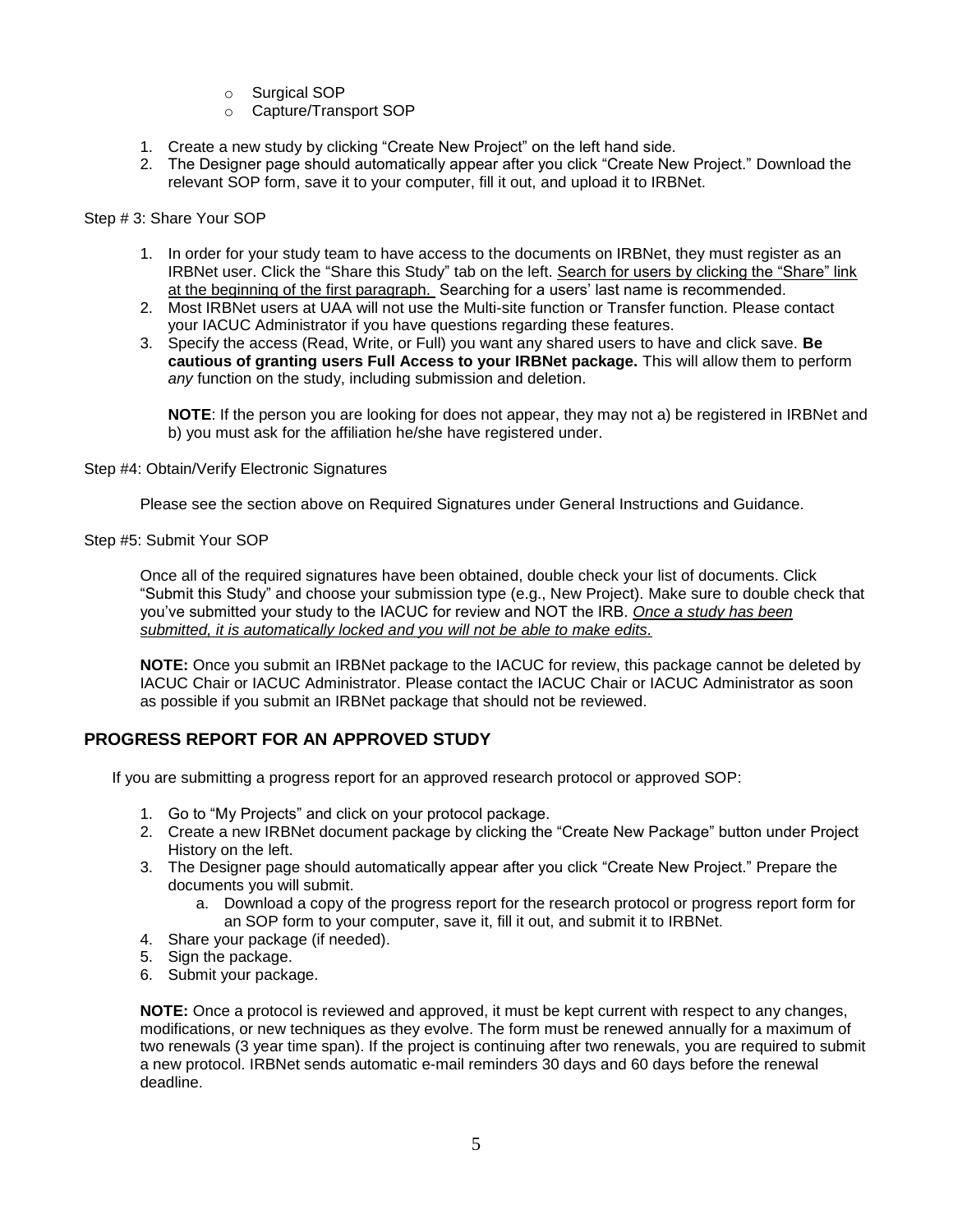- Surgical SOP
- Capture/Transport SOP

1. Create a new study by clicking "Create New Project" on the left hand side.
2. The Designer page should automatically appear after you click "Create New Project." Download the relevant SOP form, save it to your computer, fill it out, and upload it to IRBNet.

Step # 3: Share Your SOP

1. In order for your study team to have access to the documents on IRBNet, they must register as an IRBNet user. Click the "Share this Study" tab on the left. Search for users by clicking the "Share" link at the beginning of the first paragraph. Searching for a users' last name is recommended.
2. Most IRBNet users at UAA will not use the Multi-site function or Transfer function. Please contact your IACUC Administrator if you have questions regarding these features.
3. Specify the access (Read, Write, or Full) you want any shared users to have and click save. **Be cautious of granting users Full Access to your IRBNet package.** This will allow them to perform *any* function on the study, including submission and deletion.

   **NOTE**: If the person you are looking for does not appear, they may not a) be registered in IRBNet and b) you must ask for the affiliation he/she have registered under.

Step #4: Obtain/Verify Electronic Signatures

Please see the section above on Required Signatures under General Instructions and Guidance.

Step #5: Submit Your SOP

Once all of the required signatures have been obtained, double check your list of documents. Click "Submit this Study" and choose your submission type (e.g., New Project). Make sure to double check that you've submitted your study to the IACUC for review and NOT the IRB. *Once a study has been submitted, it is automatically locked and you will not be able to make edits.*

**NOTE:** Once you submit an IRBNet package to the IACUC for review, this package cannot be deleted by IACUC Chair or IACUC Administrator. Please contact the IACUC Chair or IACUC Administrator as soon as possible if you submit an IRBNet package that should not be reviewed.

## PROGRESS REPORT FOR AN APPROVED STUDY

If you are submitting a progress report for an approved research protocol or approved SOP:

1. Go to "My Projects" and click on your protocol package.
2. Create a new IRBNet document package by clicking the "Create New Package" button under Project History on the left.
3. The Designer page should automatically appear after you click "Create New Project." Prepare the documents you will submit.
   a. Download a copy of the progress report for the research protocol or progress report form for an SOP form to your computer, save it, fill it out, and submit it to IRBNet.
4. Share your package (if needed).
5. Sign the package.
6. Submit your package.

**NOTE:** Once a protocol is reviewed and approved, it must be kept current with respect to any changes, modifications, or new techniques as they evolve. The form must be renewed annually for a maximum of two renewals (3 year time span). If the project is continuing after two renewals, you are required to submit a new protocol. IRBNet sends automatic e-mail reminders 30 days and 60 days before the renewal deadline.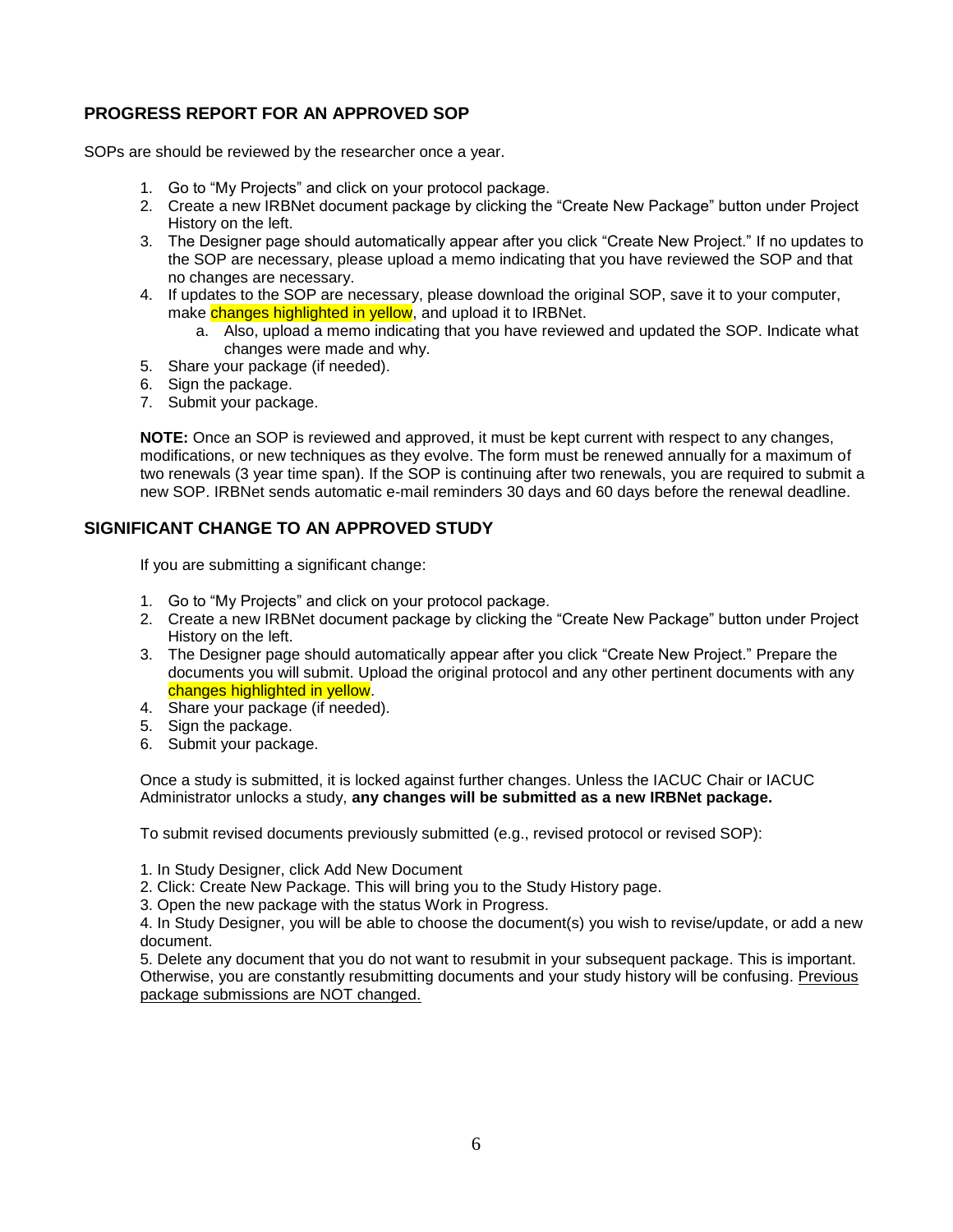## PROGRESS REPORT FOR AN APPROVED SOP

SOPs are should be reviewed by the researcher once a year.

1. Go to "My Projects" and click on your protocol package.
2. Create a new IRBNet document package by clicking the "Create New Package" button under Project History on the left.
3. The Designer page should automatically appear after you click "Create New Project." If no updates to the SOP are necessary, please upload a memo indicating that you have reviewed the SOP and that no changes are necessary.
4. If updates to the SOP are necessary, please download the original SOP, save it to your computer, make changes highlighted in yellow, and upload it to IRBNet.
   a. Also, upload a memo indicating that you have reviewed and updated the SOP. Indicate what changes were made and why.
5. Share your package (if needed).
6. Sign the package.
7. Submit your package.

**NOTE:** Once an SOP is reviewed and approved, it must be kept current with respect to any changes, modifications, or new techniques as they evolve. The form must be renewed annually for a maximum of two renewals (3 year time span). If the SOP is continuing after two renewals, you are required to submit a new SOP. IRBNet sends automatic e-mail reminders 30 days and 60 days before the renewal deadline.

## SIGNIFICANT CHANGE TO AN APPROVED STUDY

If you are submitting a significant change:

1. Go to "My Projects" and click on your protocol package.
2. Create a new IRBNet document package by clicking the "Create New Package" button under Project History on the left.
3. The Designer page should automatically appear after you click "Create New Project." Prepare the documents you will submit. Upload the original protocol and any other pertinent documents with any changes highlighted in yellow.
4. Share your package (if needed).
5. Sign the package.
6. Submit your package.

Once a study is submitted, it is locked against further changes. Unless the IACUC Chair or IACUC Administrator unlocks a study, **any changes will be submitted as a new IRBNet package.**

To submit revised documents previously submitted (e.g., revised protocol or revised SOP):

1. In Study Designer, click Add New Document
2. Click: Create New Package. This will bring you to the Study History page.
3. Open the new package with the status Work in Progress.
4. In Study Designer, you will be able to choose the document(s) you wish to revise/update, or add a new document.
5. Delete any document that you do not want to resubmit in your subsequent package. This is important. Otherwise, you are constantly resubmitting documents and your study history will be confusing. Previous package submissions are NOT changed.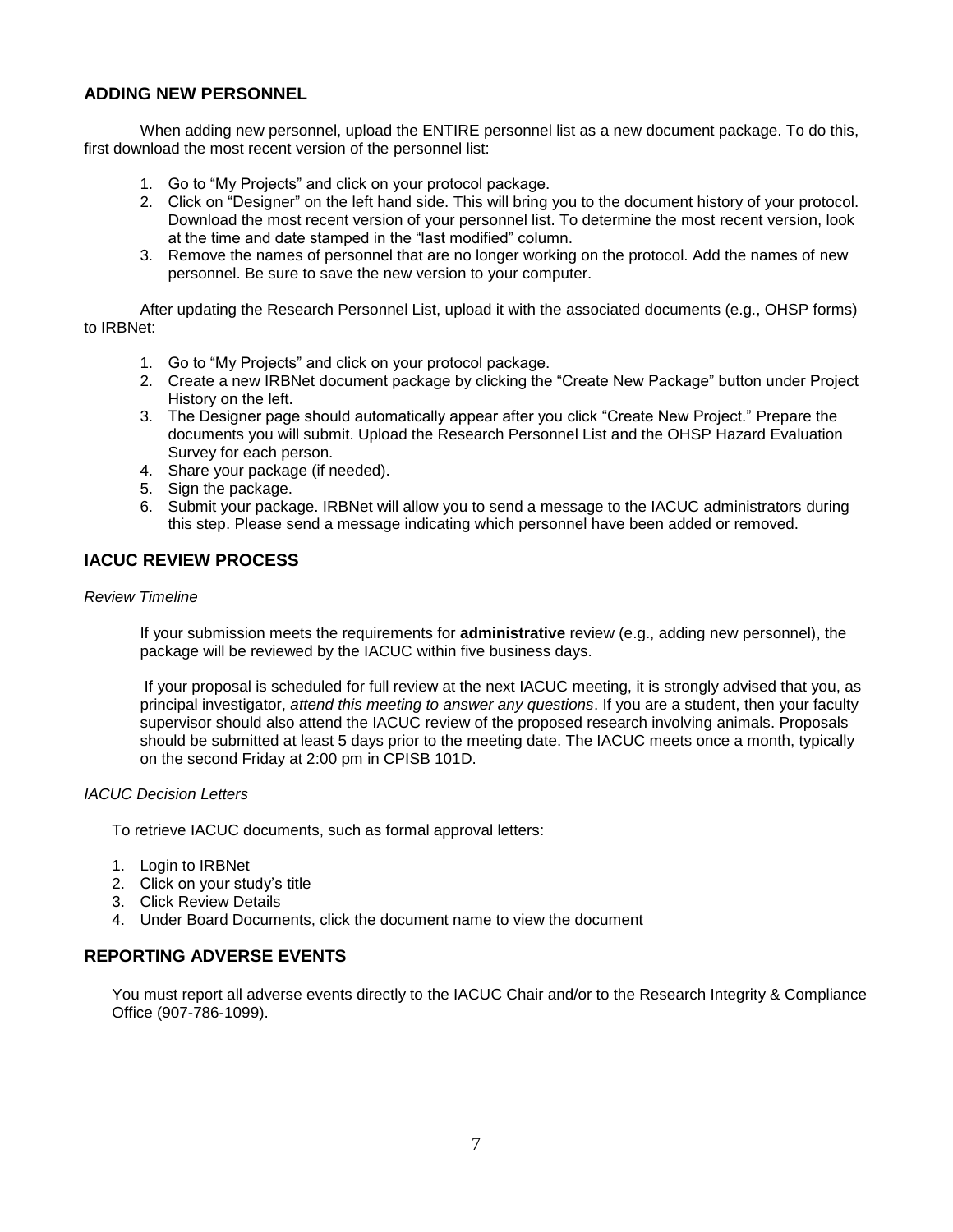## ADDING NEW PERSONNEL

When adding new personnel, upload the ENTIRE personnel list as a new document package. To do this, first download the most recent version of the personnel list:

1. Go to “My Projects” and click on your protocol package.
2. Click on “Designer” on the left hand side. This will bring you to the document history of your protocol. Download the most recent version of your personnel list. To determine the most recent version, look at the time and date stamped in the “last modified” column.
3. Remove the names of personnel that are no longer working on the protocol. Add the names of new personnel. Be sure to save the new version to your computer.

After updating the Research Personnel List, upload it with the associated documents (e.g., OHSP forms) to IRBNet:

1. Go to “My Projects” and click on your protocol package.
2. Create a new IRBNet document package by clicking the “Create New Package” button under Project History on the left.
3. The Designer page should automatically appear after you click “Create New Project.” Prepare the documents you will submit. Upload the Research Personnel List and the OHSP Hazard Evaluation Survey for each person.
4. Share your package (if needed).
5. Sign the package.
6. Submit your package. IRBNet will allow you to send a message to the IACUC administrators during this step. Please send a message indicating which personnel have been added or removed.

## IACUC REVIEW PROCESS

*Review Timeline*

If your submission meets the requirements for **administrative** review (e.g., adding new personnel), the package will be reviewed by the IACUC within five business days.

If your proposal is scheduled for full review at the next IACUC meeting, it is strongly advised that you, as principal investigator, *attend this meeting to answer any questions*. If you are a student, then your faculty supervisor should also attend the IACUC review of the proposed research involving animals. Proposals should be submitted at least 5 days prior to the meeting date. The IACUC meets once a month, typically on the second Friday at 2:00 pm in CPISB 101D.

*IACUC Decision Letters*

To retrieve IACUC documents, such as formal approval letters:

1. Login to IRBNet
2. Click on your study’s title
3. Click Review Details
4. Under Board Documents, click the document name to view the document

## REPORTING ADVERSE EVENTS

You must report all adverse events directly to the IACUC Chair and/or to the Research Integrity & Compliance Office (907-786-1099).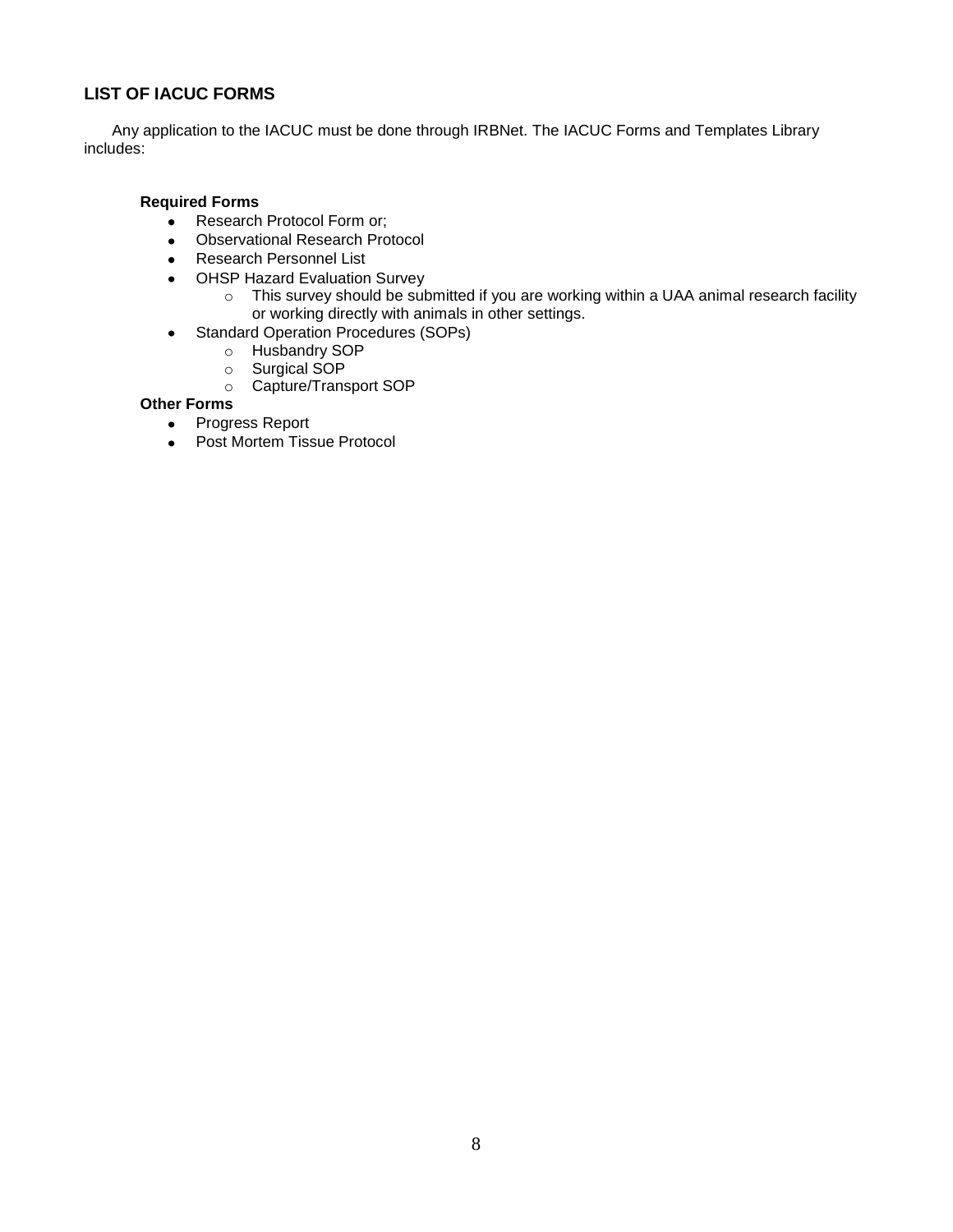## LIST OF IACUC FORMS

Any application to the IACUC must be done through IRBNet. The IACUC Forms and Templates Library includes:

**Required Forms**

- Research Protocol Form or;
- Observational Research Protocol
- Research Personnel List
- OHSP Hazard Evaluation Survey
    - This survey should be submitted if you are working within a UAA animal research facility or working directly with animals in other settings.
- Standard Operation Procedures (SOPs)
    - Husbandry SOP
    - Surgical SOP
    - Capture/Transport SOP

**Other Forms**

- Progress Report
- Post Mortem Tissue Protocol